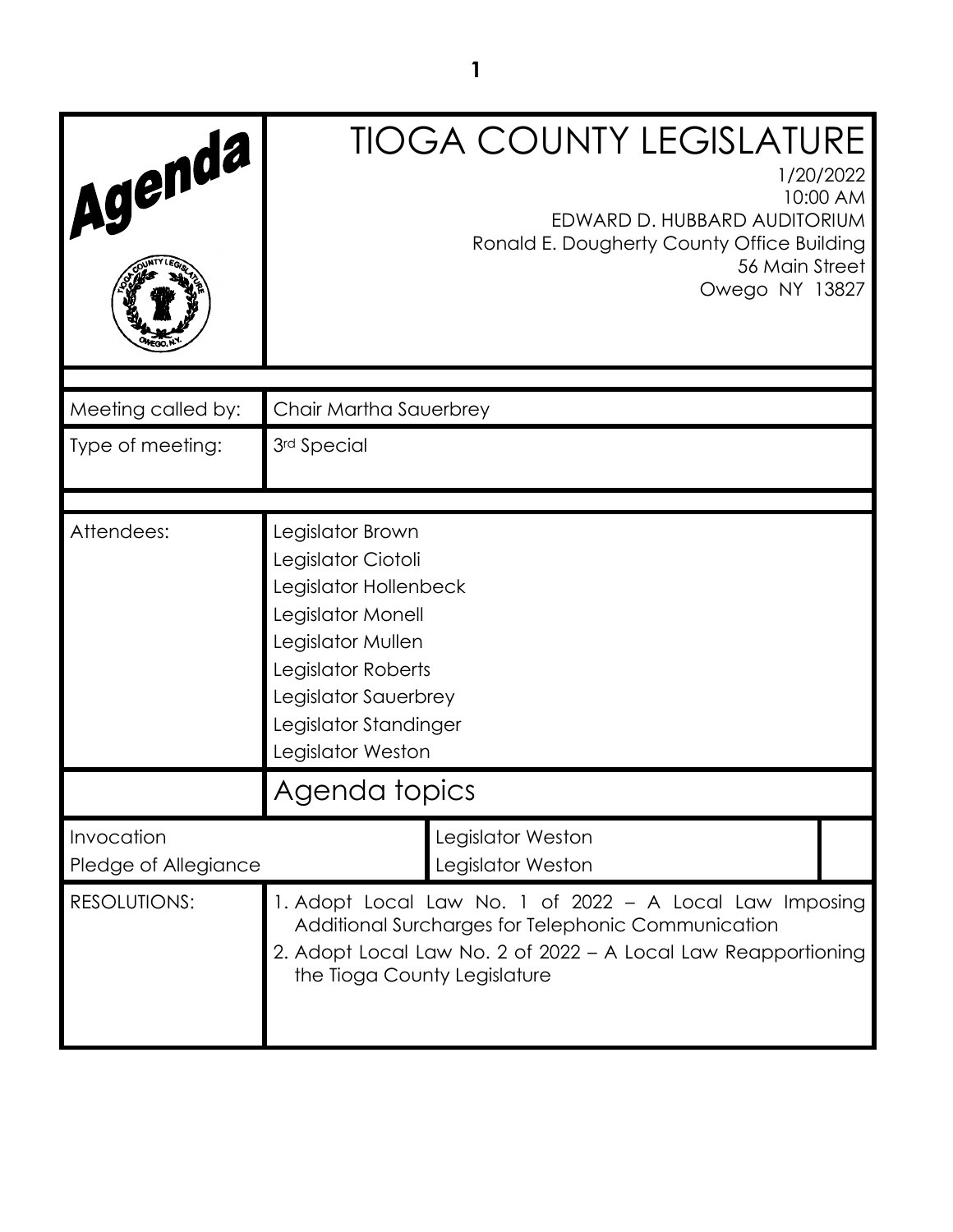# Agenda

# TIOGA COUNTY LEGISLATURE

1/20/2022
10:00 AM
EDWARD D. HUBBARD AUDITORIUM
Ronald E. Dougherty County Office Building
56 Main Street
Owego NY 13827

| | |
|---|---|
| Meeting called by: | Chair Martha Sauerbrey |
| Type of meeting: | 3rd Special |
| Attendees: | Legislator Brown<br>Legislator Ciotoli<br>Legislator Hollenbeck<br>Legislator Monell<br>Legislator Mullen<br>Legislator Roberts<br>Legislator Sauerbrey<br>Legislator Standinger<br>Legislator Weston |

## Agenda topics

| | |
|---|---|
| Invocation | Legislator Weston |
| Pledge of Allegiance | Legislator Weston |

RESOLUTIONS:

1. Adopt Local Law No. 1 of 2022 – A Local Law Imposing Additional Surcharges for Telephonic Communication
2. Adopt Local Law No. 2 of 2022 – A Local Law Reapportioning the Tioga County Legislature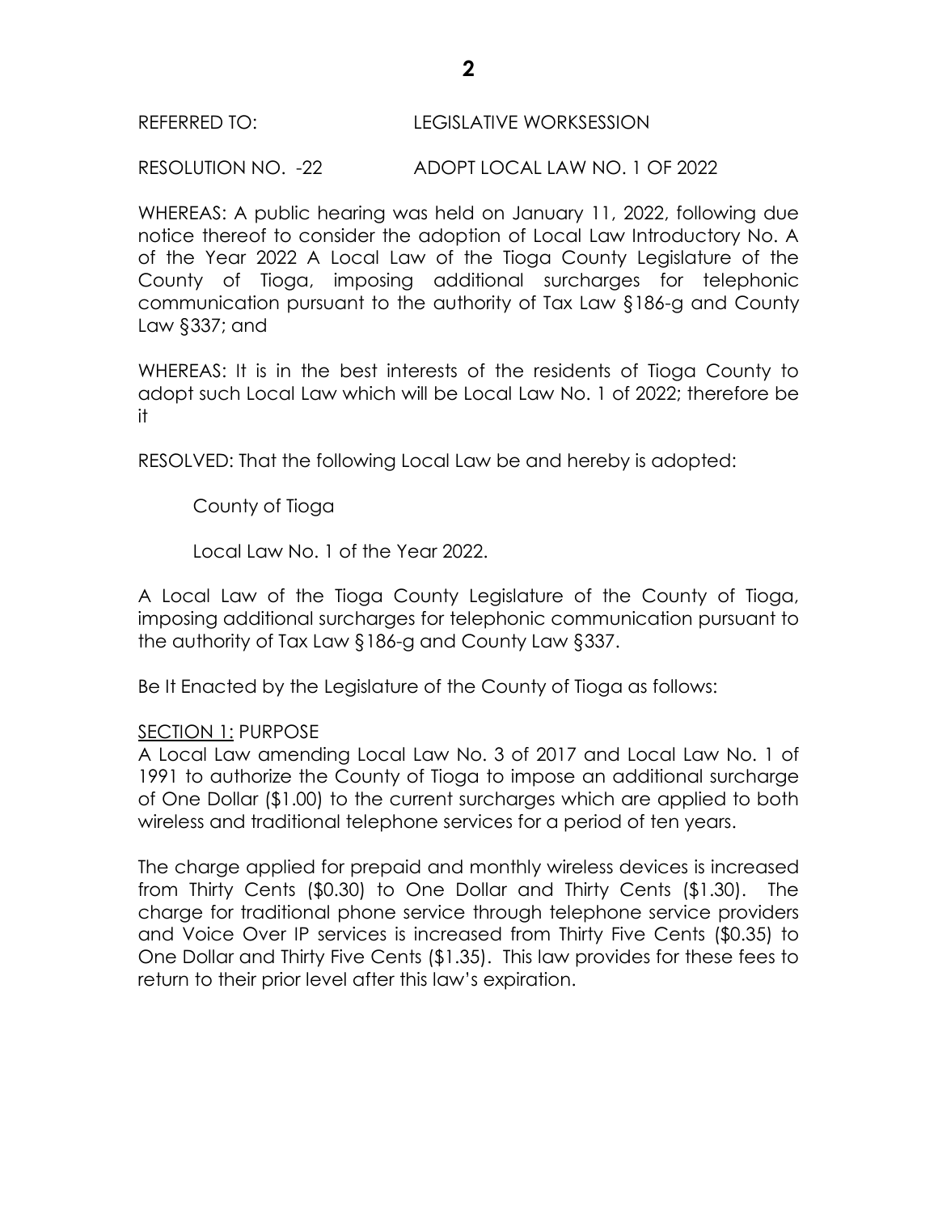REFERRED TO: LEGISLATIVE WORKSESSION

RESOLUTION NO. -22 ADOPT LOCAL LAW NO. 1 OF 2022

WHEREAS: A public hearing was held on January 11, 2022, following due notice thereof to consider the adoption of Local Law Introductory No. A of the Year 2022 A Local Law of the Tioga County Legislature of the County of Tioga, imposing additional surcharges for telephonic communication pursuant to the authority of Tax Law §186-g and County Law §337; and

WHEREAS: It is in the best interests of the residents of Tioga County to adopt such Local Law which will be Local Law No. 1 of 2022; therefore be it

RESOLVED: That the following Local Law be and hereby is adopted:

County of Tioga

Local Law No. 1 of the Year 2022.

A Local Law of the Tioga County Legislature of the County of Tioga, imposing additional surcharges for telephonic communication pursuant to the authority of Tax Law §186-g and County Law §337.

Be It Enacted by the Legislature of the County of Tioga as follows:

<u>SECTION 1:</u> PURPOSE

A Local Law amending Local Law No. 3 of 2017 and Local Law No. 1 of 1991 to authorize the County of Tioga to impose an additional surcharge of One Dollar ($1.00) to the current surcharges which are applied to both wireless and traditional telephone services for a period of ten years.

The charge applied for prepaid and monthly wireless devices is increased from Thirty Cents ($0.30) to One Dollar and Thirty Cents ($1.30). The charge for traditional phone service through telephone service providers and Voice Over IP services is increased from Thirty Five Cents ($0.35) to One Dollar and Thirty Five Cents ($1.35). This law provides for these fees to return to their prior level after this law's expiration.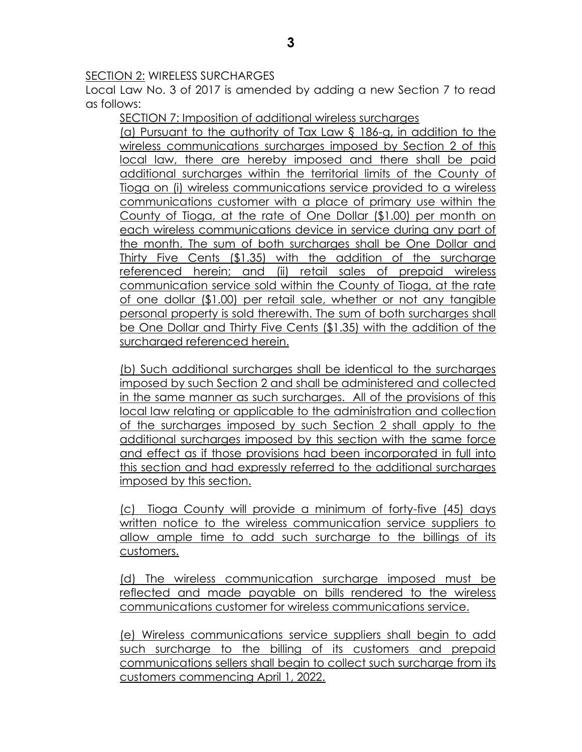SECTION 2: WIRELESS SURCHARGES

Local Law No. 3 of 2017 is amended by adding a new Section 7 to read as follows:

SECTION 7: Imposition of additional wireless surcharges

(a) Pursuant to the authority of Tax Law § 186-g, in addition to the wireless communications surcharges imposed by Section 2 of this local law, there are hereby imposed and there shall be paid additional surcharges within the territorial limits of the County of Tioga on (i) wireless communications service provided to a wireless communications customer with a place of primary use within the County of Tioga, at the rate of One Dollar ($1.00) per month on each wireless communications device in service during any part of the month. The sum of both surcharges shall be One Dollar and Thirty Five Cents ($1.35) with the addition of the surcharge referenced herein; and (ii) retail sales of prepaid wireless communication service sold within the County of Tioga, at the rate of one dollar ($1.00) per retail sale, whether or not any tangible personal property is sold therewith. The sum of both surcharges shall be One Dollar and Thirty Five Cents ($1.35) with the addition of the surcharged referenced herein.

(b) Such additional surcharges shall be identical to the surcharges imposed by such Section 2 and shall be administered and collected in the same manner as such surcharges. All of the provisions of this local law relating or applicable to the administration and collection of the surcharges imposed by such Section 2 shall apply to the additional surcharges imposed by this section with the same force and effect as if those provisions had been incorporated in full into this section and had expressly referred to the additional surcharges imposed by this section.

(c) Tioga County will provide a minimum of forty-five (45) days written notice to the wireless communication service suppliers to allow ample time to add such surcharge to the billings of its customers.

(d) The wireless communication surcharge imposed must be reflected and made payable on bills rendered to the wireless communications customer for wireless communications service.

(e) Wireless communications service suppliers shall begin to add such surcharge to the billing of its customers and prepaid communications sellers shall begin to collect such surcharge from its customers commencing April 1, 2022.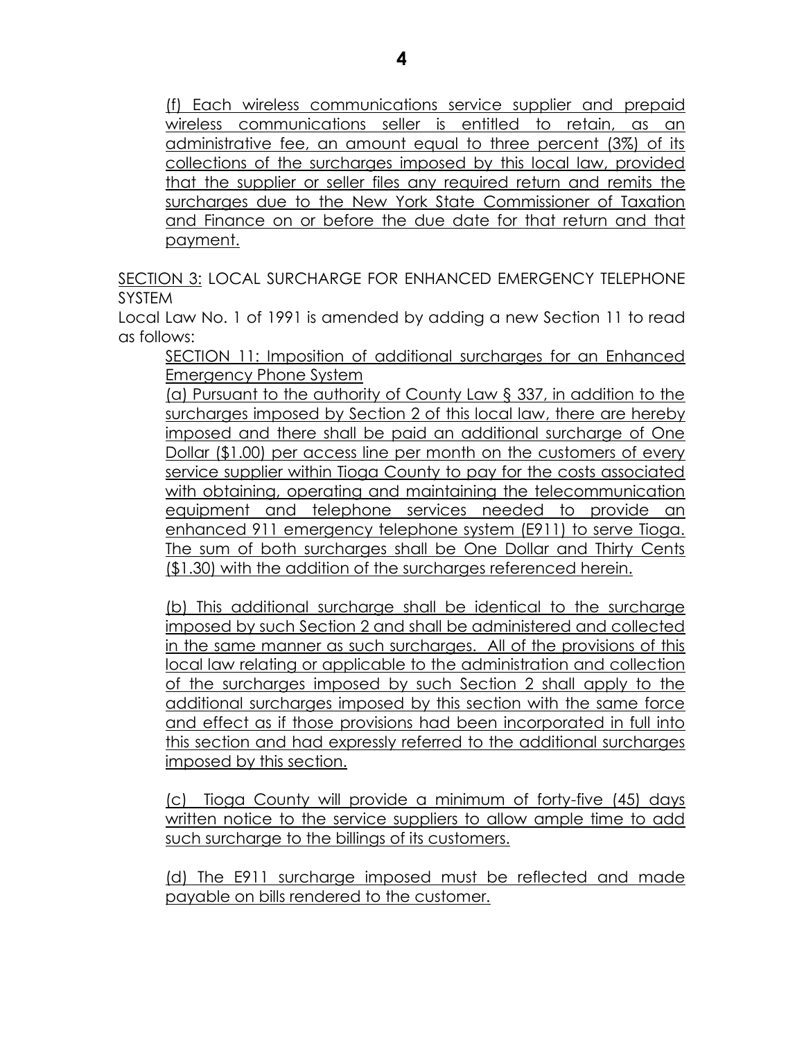(f) Each wireless communications service supplier and prepaid wireless communications seller is entitled to retain, as an administrative fee, an amount equal to three percent (3%) of its collections of the surcharges imposed by this local law, provided that the supplier or seller files any required return and remits the surcharges due to the New York State Commissioner of Taxation and Finance on or before the due date for that return and that payment.

SECTION 3: LOCAL SURCHARGE FOR ENHANCED EMERGENCY TELEPHONE SYSTEM

Local Law No. 1 of 1991 is amended by adding a new Section 11 to read as follows:

SECTION 11: Imposition of additional surcharges for an Enhanced Emergency Phone System

(a) Pursuant to the authority of County Law § 337, in addition to the surcharges imposed by Section 2 of this local law, there are hereby imposed and there shall be paid an additional surcharge of One Dollar ($1.00) per access line per month on the customers of every service supplier within Tioga County to pay for the costs associated with obtaining, operating and maintaining the telecommunication equipment and telephone services needed to provide an enhanced 911 emergency telephone system (E911) to serve Tioga. The sum of both surcharges shall be One Dollar and Thirty Cents ($1.30) with the addition of the surcharges referenced herein.

(b) This additional surcharge shall be identical to the surcharge imposed by such Section 2 and shall be administered and collected in the same manner as such surcharges. All of the provisions of this local law relating or applicable to the administration and collection of the surcharges imposed by such Section 2 shall apply to the additional surcharges imposed by this section with the same force and effect as if those provisions had been incorporated in full into this section and had expressly referred to the additional surcharges imposed by this section.

(c) Tioga County will provide a minimum of forty-five (45) days written notice to the service suppliers to allow ample time to add such surcharge to the billings of its customers.

(d) The E911 surcharge imposed must be reflected and made payable on bills rendered to the customer.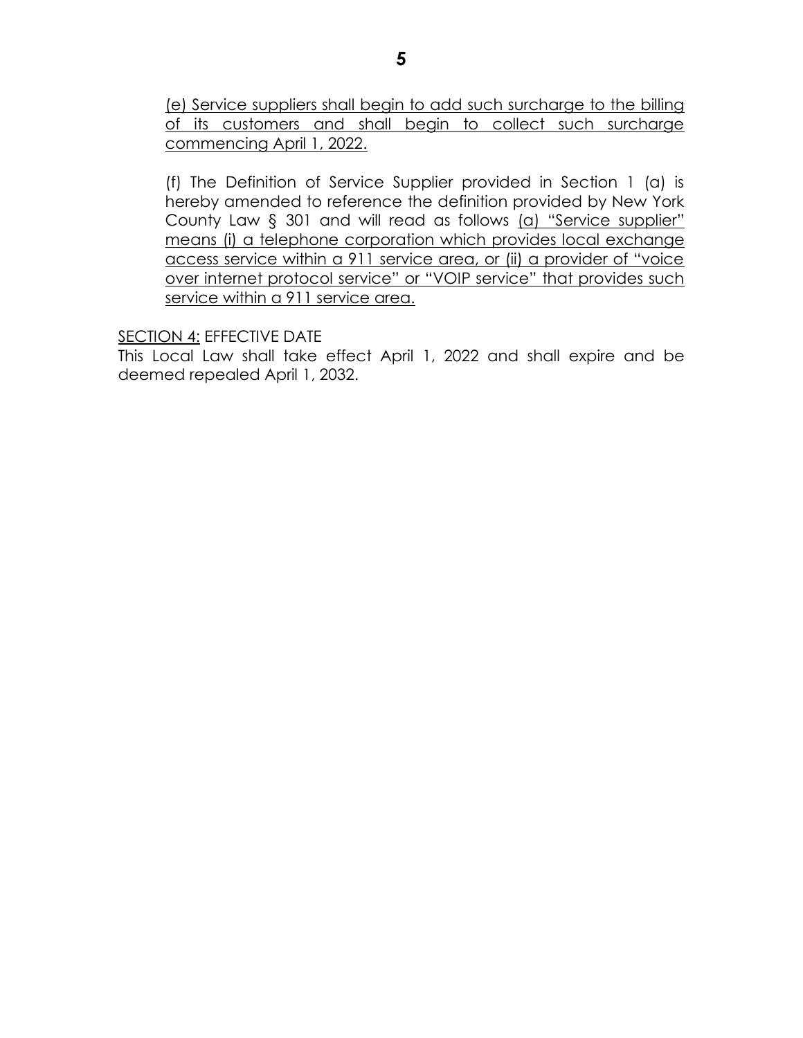<u>(e) Service suppliers shall begin to add such surcharge to the billing of its customers and shall begin to collect such surcharge commencing April 1, 2022.</u>

(f) The Definition of Service Supplier provided in Section 1 (a) is hereby amended to reference the definition provided by New York County Law § 301 and will read as follows <u>(a) "Service supplier" means (i) a telephone corporation which provides local exchange access service within a 911 service area, or (ii) a provider of "voice over internet protocol service" or "VOIP service" that provides such service within a 911 service area.</u>

<u>SECTION 4:</u> EFFECTIVE DATE

This Local Law shall take effect April 1, 2022 and shall expire and be deemed repealed April 1, 2032.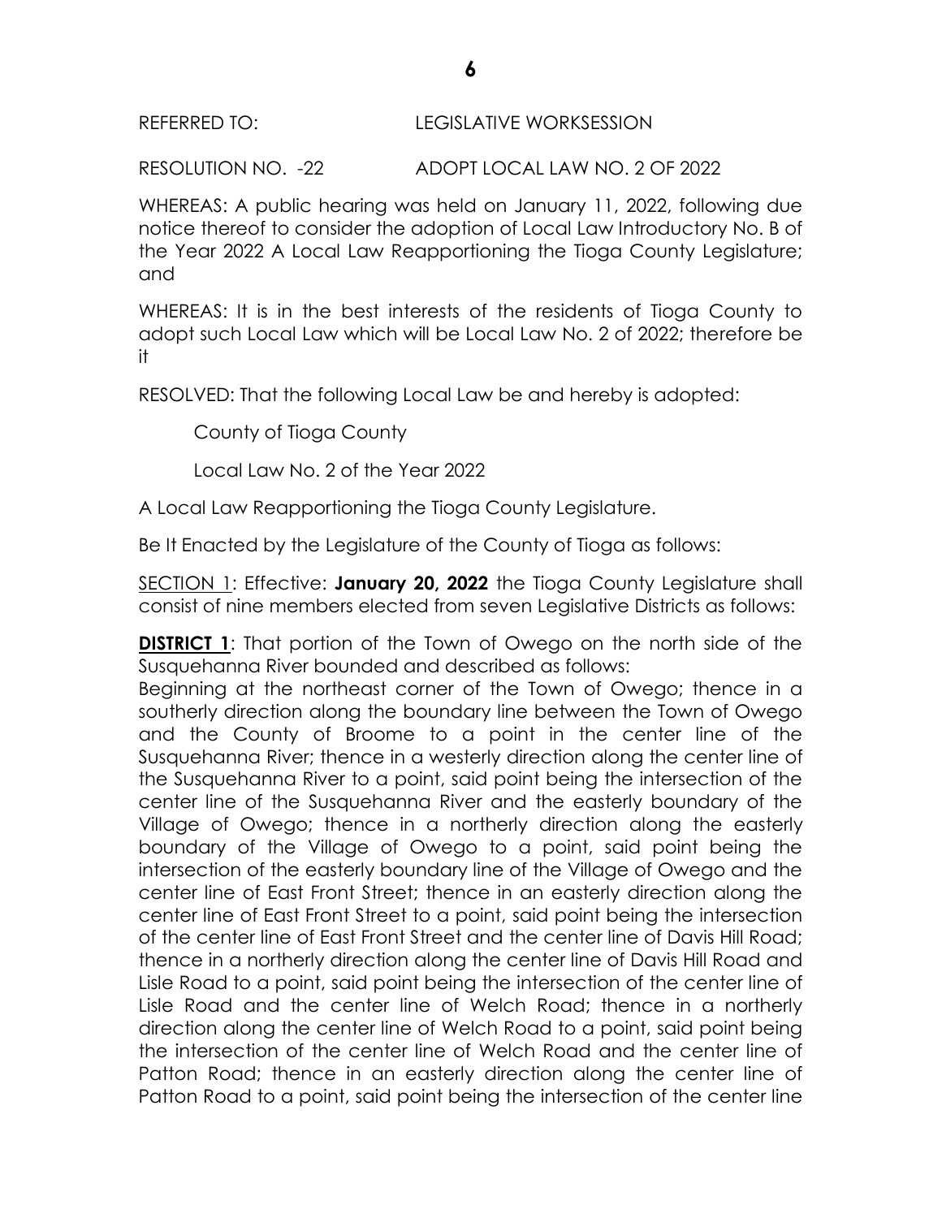REFERRED TO: LEGISLATIVE WORKSESSION

RESOLUTION NO. -22 ADOPT LOCAL LAW NO. 2 OF 2022

WHEREAS: A public hearing was held on January 11, 2022, following due notice thereof to consider the adoption of Local Law Introductory No. B of the Year 2022 A Local Law Reapportioning the Tioga County Legislature; and

WHEREAS: It is in the best interests of the residents of Tioga County to adopt such Local Law which will be Local Law No. 2 of 2022; therefore be it

RESOLVED: That the following Local Law be and hereby is adopted:

County of Tioga County

Local Law No. 2 of the Year 2022

A Local Law Reapportioning the Tioga County Legislature.

Be It Enacted by the Legislature of the County of Tioga as follows:

<u>SECTION 1</u>: Effective: **January 20, 2022** the Tioga County Legislature shall consist of nine members elected from seven Legislative Districts as follows:

**<u>DISTRICT 1</u>**: That portion of the Town of Owego on the north side of the Susquehanna River bounded and described as follows:

Beginning at the northeast corner of the Town of Owego; thence in a southerly direction along the boundary line between the Town of Owego and the County of Broome to a point in the center line of the Susquehanna River; thence in a westerly direction along the center line of the Susquehanna River to a point, said point being the intersection of the center line of the Susquehanna River and the easterly boundary of the Village of Owego; thence in a northerly direction along the easterly boundary of the Village of Owego to a point, said point being the intersection of the easterly boundary line of the Village of Owego and the center line of East Front Street; thence in an easterly direction along the center line of East Front Street to a point, said point being the intersection of the center line of East Front Street and the center line of Davis Hill Road; thence in a northerly direction along the center line of Davis Hill Road and Lisle Road to a point, said point being the intersection of the center line of Lisle Road and the center line of Welch Road; thence in a northerly direction along the center line of Welch Road to a point, said point being the intersection of the center line of Welch Road and the center line of Patton Road; thence in an easterly direction along the center line of Patton Road to a point, said point being the intersection of the center line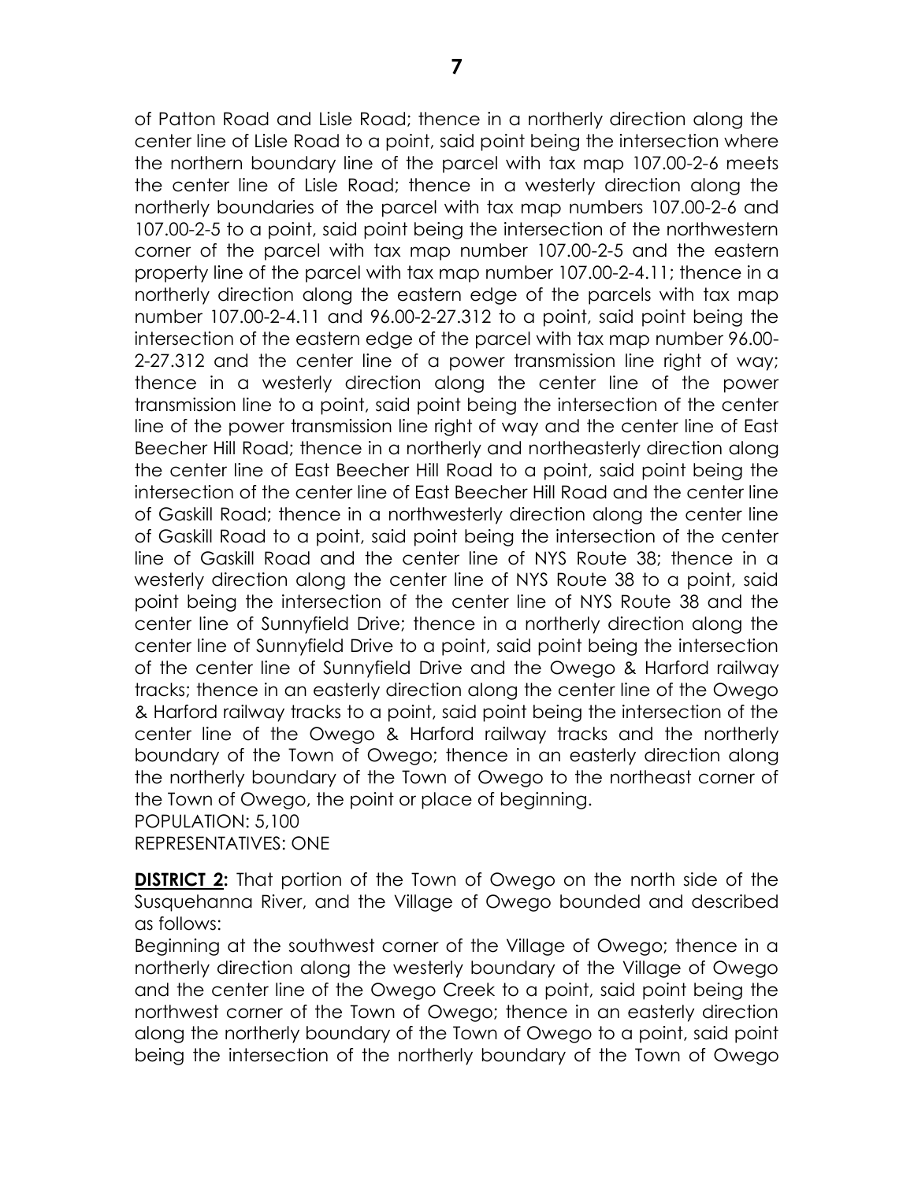of Patton Road and Lisle Road; thence in a northerly direction along the center line of Lisle Road to a point, said point being the intersection where the northern boundary line of the parcel with tax map 107.00-2-6 meets the center line of Lisle Road; thence in a westerly direction along the northerly boundaries of the parcel with tax map numbers 107.00-2-6 and 107.00-2-5 to a point, said point being the intersection of the northwestern corner of the parcel with tax map number 107.00-2-5 and the eastern property line of the parcel with tax map number 107.00-2-4.11; thence in a northerly direction along the eastern edge of the parcels with tax map number 107.00-2-4.11 and 96.00-2-27.312 to a point, said point being the intersection of the eastern edge of the parcel with tax map number 96.00-2-27.312 and the center line of a power transmission line right of way; thence in a westerly direction along the center line of the power transmission line to a point, said point being the intersection of the center line of the power transmission line right of way and the center line of East Beecher Hill Road; thence in a northerly and northeasterly direction along the center line of East Beecher Hill Road to a point, said point being the intersection of the center line of East Beecher Hill Road and the center line of Gaskill Road; thence in a northwesterly direction along the center line of Gaskill Road to a point, said point being the intersection of the center line of Gaskill Road and the center line of NYS Route 38; thence in a westerly direction along the center line of NYS Route 38 to a point, said point being the intersection of the center line of NYS Route 38 and the center line of Sunnyfield Drive; thence in a northerly direction along the center line of Sunnyfield Drive to a point, said point being the intersection of the center line of Sunnyfield Drive and the Owego & Harford railway tracks; thence in an easterly direction along the center line of the Owego & Harford railway tracks to a point, said point being the intersection of the center line of the Owego & Harford railway tracks and the northerly boundary of the Town of Owego; thence in an easterly direction along the northerly boundary of the Town of Owego to the northeast corner of the Town of Owego, the point or place of beginning.
POPULATION: 5,100
REPRESENTATIVES: ONE

**DISTRICT 2:** That portion of the Town of Owego on the north side of the Susquehanna River, and the Village of Owego bounded and described as follows:
Beginning at the southwest corner of the Village of Owego; thence in a northerly direction along the westerly boundary of the Village of Owego and the center line of the Owego Creek to a point, said point being the northwest corner of the Town of Owego; thence in an easterly direction along the northerly boundary of the Town of Owego to a point, said point being the intersection of the northerly boundary of the Town of Owego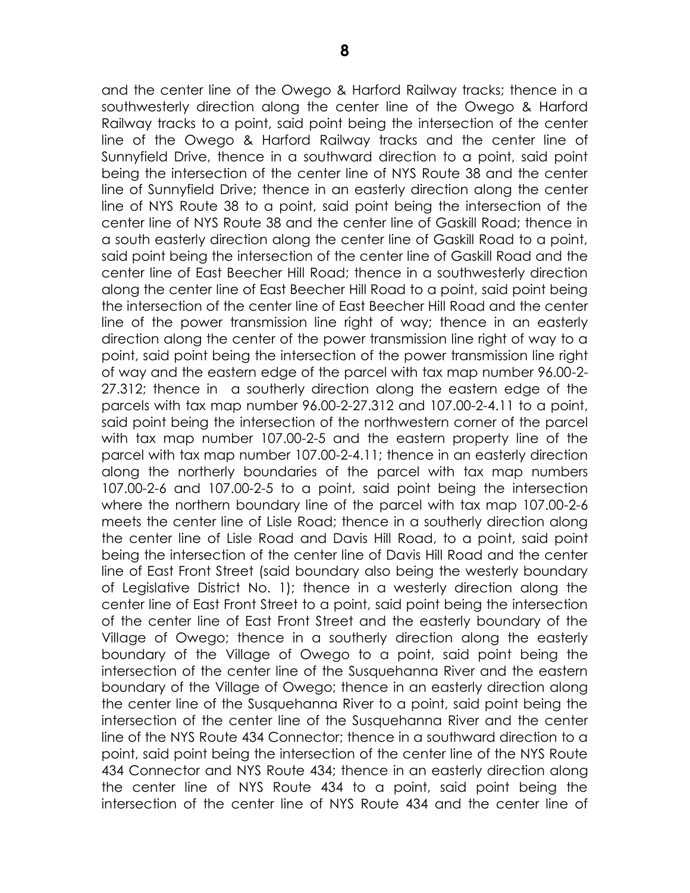and the center line of the Owego & Harford Railway tracks; thence in a southwesterly direction along the center line of the Owego & Harford Railway tracks to a point, said point being the intersection of the center line of the Owego & Harford Railway tracks and the center line of Sunnyfield Drive, thence in a southward direction to a point, said point being the intersection of the center line of NYS Route 38 and the center line of Sunnyfield Drive; thence in an easterly direction along the center line of NYS Route 38 to a point, said point being the intersection of the center line of NYS Route 38 and the center line of Gaskill Road; thence in a south easterly direction along the center line of Gaskill Road to a point, said point being the intersection of the center line of Gaskill Road and the center line of East Beecher Hill Road; thence in a southwesterly direction along the center line of East Beecher Hill Road to a point, said point being the intersection of the center line of East Beecher Hill Road and the center line of the power transmission line right of way; thence in an easterly direction along the center of the power transmission line right of way to a point, said point being the intersection of the power transmission line right of way and the eastern edge of the parcel with tax map number 96.00-2-27.312; thence in a southerly direction along the eastern edge of the parcels with tax map number 96.00-2-27.312 and 107.00-2-4.11 to a point, said point being the intersection of the northwestern corner of the parcel with tax map number 107.00-2-5 and the eastern property line of the parcel with tax map number 107.00-2-4.11; thence in an easterly direction along the northerly boundaries of the parcel with tax map numbers 107.00-2-6 and 107.00-2-5 to a point, said point being the intersection where the northern boundary line of the parcel with tax map 107.00-2-6 meets the center line of Lisle Road; thence in a southerly direction along the center line of Lisle Road and Davis Hill Road, to a point, said point being the intersection of the center line of Davis Hill Road and the center line of East Front Street (said boundary also being the westerly boundary of Legislative District No. 1); thence in a westerly direction along the center line of East Front Street to a point, said point being the intersection of the center line of East Front Street and the easterly boundary of the Village of Owego; thence in a southerly direction along the easterly boundary of the Village of Owego to a point, said point being the intersection of the center line of the Susquehanna River and the eastern boundary of the Village of Owego; thence in an easterly direction along the center line of the Susquehanna River to a point, said point being the intersection of the center line of the Susquehanna River and the center line of the NYS Route 434 Connector; thence in a southward direction to a point, said point being the intersection of the center line of the NYS Route 434 Connector and NYS Route 434; thence in an easterly direction along the center line of NYS Route 434 to a point, said point being the intersection of the center line of NYS Route 434 and the center line of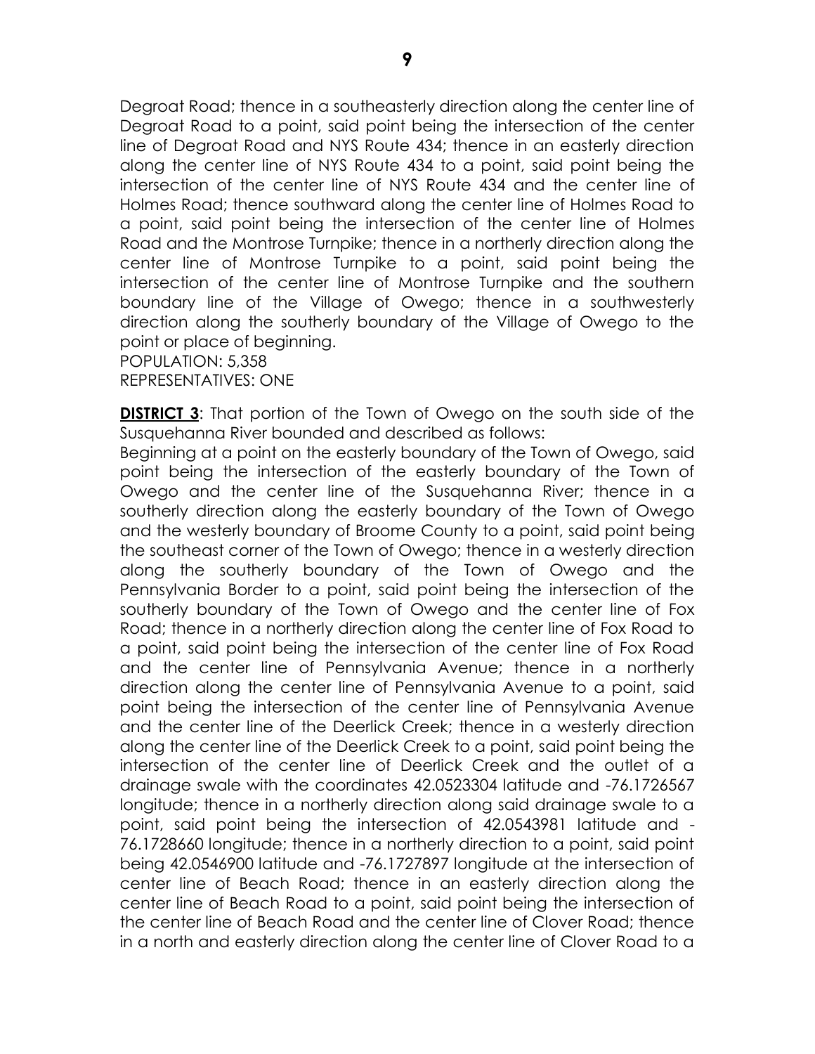Degroat Road; thence in a southeasterly direction along the center line of Degroat Road to a point, said point being the intersection of the center line of Degroat Road and NYS Route 434; thence in an easterly direction along the center line of NYS Route 434 to a point, said point being the intersection of the center line of NYS Route 434 and the center line of Holmes Road; thence southward along the center line of Holmes Road to a point, said point being the intersection of the center line of Holmes Road and the Montrose Turnpike; thence in a northerly direction along the center line of Montrose Turnpike to a point, said point being the intersection of the center line of Montrose Turnpike and the southern boundary line of the Village of Owego; thence in a southwesterly direction along the southerly boundary of the Village of Owego to the point or place of beginning.
POPULATION: 5,358
REPRESENTATIVES: ONE

**DISTRICT 3**: That portion of the Town of Owego on the south side of the Susquehanna River bounded and described as follows:
Beginning at a point on the easterly boundary of the Town of Owego, said point being the intersection of the easterly boundary of the Town of Owego and the center line of the Susquehanna River; thence in a southerly direction along the easterly boundary of the Town of Owego and the westerly boundary of Broome County to a point, said point being the southeast corner of the Town of Owego; thence in a westerly direction along the southerly boundary of the Town of Owego and the Pennsylvania Border to a point, said point being the intersection of the southerly boundary of the Town of Owego and the center line of Fox Road; thence in a northerly direction along the center line of Fox Road to a point, said point being the intersection of the center line of Fox Road and the center line of Pennsylvania Avenue; thence in a northerly direction along the center line of Pennsylvania Avenue to a point, said point being the intersection of the center line of Pennsylvania Avenue and the center line of the Deerlick Creek; thence in a westerly direction along the center line of the Deerlick Creek to a point, said point being the intersection of the center line of Deerlick Creek and the outlet of a drainage swale with the coordinates 42.0523304 latitude and -76.1726567 longitude; thence in a northerly direction along said drainage swale to a point, said point being the intersection of 42.0543981 latitude and -76.1728660 longitude; thence in a northerly direction to a point, said point being 42.0546900 latitude and -76.1727897 longitude at the intersection of center line of Beach Road; thence in an easterly direction along the center line of Beach Road to a point, said point being the intersection of the center line of Beach Road and the center line of Clover Road; thence in a north and easterly direction along the center line of Clover Road to a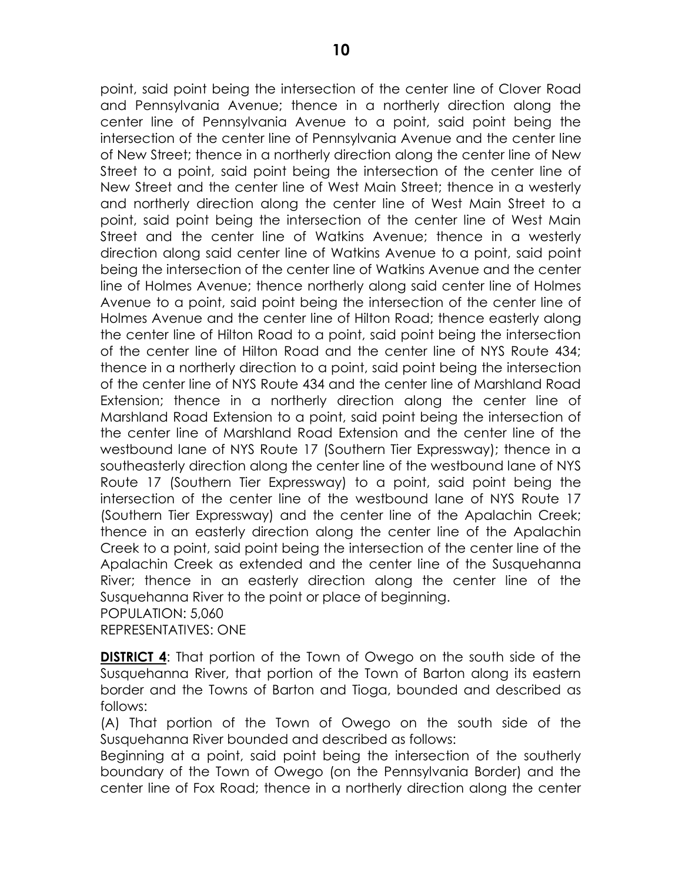point, said point being the intersection of the center line of Clover Road and Pennsylvania Avenue; thence in a northerly direction along the center line of Pennsylvania Avenue to a point, said point being the intersection of the center line of Pennsylvania Avenue and the center line of New Street; thence in a northerly direction along the center line of New Street to a point, said point being the intersection of the center line of New Street and the center line of West Main Street; thence in a westerly and northerly direction along the center line of West Main Street to a point, said point being the intersection of the center line of West Main Street and the center line of Watkins Avenue; thence in a westerly direction along said center line of Watkins Avenue to a point, said point being the intersection of the center line of Watkins Avenue and the center line of Holmes Avenue; thence northerly along said center line of Holmes Avenue to a point, said point being the intersection of the center line of Holmes Avenue and the center line of Hilton Road; thence easterly along the center line of Hilton Road to a point, said point being the intersection of the center line of Hilton Road and the center line of NYS Route 434; thence in a northerly direction to a point, said point being the intersection of the center line of NYS Route 434 and the center line of Marshland Road Extension; thence in a northerly direction along the center line of Marshland Road Extension to a point, said point being the intersection of the center line of Marshland Road Extension and the center line of the westbound lane of NYS Route 17 (Southern Tier Expressway); thence in a southeasterly direction along the center line of the westbound lane of NYS Route 17 (Southern Tier Expressway) to a point, said point being the intersection of the center line of the westbound lane of NYS Route 17 (Southern Tier Expressway) and the center line of the Apalachin Creek; thence in an easterly direction along the center line of the Apalachin Creek to a point, said point being the intersection of the center line of the Apalachin Creek as extended and the center line of the Susquehanna River; thence in an easterly direction along the center line of the Susquehanna River to the point or place of beginning.
POPULATION: 5,060
REPRESENTATIVES: ONE

**DISTRICT 4**: That portion of the Town of Owego on the south side of the Susquehanna River, that portion of the Town of Barton along its eastern border and the Towns of Barton and Tioga, bounded and described as follows:
(A) That portion of the Town of Owego on the south side of the Susquehanna River bounded and described as follows:
Beginning at a point, said point being the intersection of the southerly boundary of the Town of Owego (on the Pennsylvania Border) and the center line of Fox Road; thence in a northerly direction along the center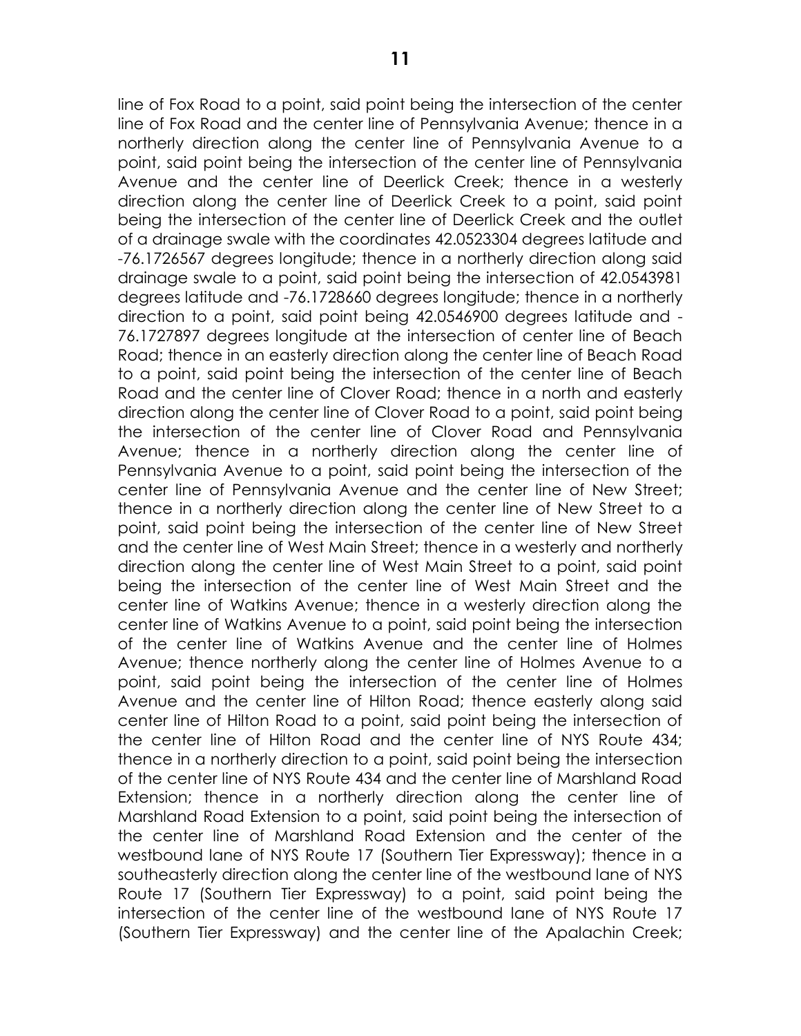line of Fox Road to a point, said point being the intersection of the center line of Fox Road and the center line of Pennsylvania Avenue; thence in a northerly direction along the center line of Pennsylvania Avenue to a point, said point being the intersection of the center line of Pennsylvania Avenue and the center line of Deerlick Creek; thence in a westerly direction along the center line of Deerlick Creek to a point, said point being the intersection of the center line of Deerlick Creek and the outlet of a drainage swale with the coordinates 42.0523304 degrees latitude and -76.1726567 degrees longitude; thence in a northerly direction along said drainage swale to a point, said point being the intersection of 42.0543981 degrees latitude and -76.1728660 degrees longitude; thence in a northerly direction to a point, said point being 42.0546900 degrees latitude and -76.1727897 degrees longitude at the intersection of center line of Beach Road; thence in an easterly direction along the center line of Beach Road to a point, said point being the intersection of the center line of Beach Road and the center line of Clover Road; thence in a north and easterly direction along the center line of Clover Road to a point, said point being the intersection of the center line of Clover Road and Pennsylvania Avenue; thence in a northerly direction along the center line of Pennsylvania Avenue to a point, said point being the intersection of the center line of Pennsylvania Avenue and the center line of New Street; thence in a northerly direction along the center line of New Street to a point, said point being the intersection of the center line of New Street and the center line of West Main Street; thence in a westerly and northerly direction along the center line of West Main Street to a point, said point being the intersection of the center line of West Main Street and the center line of Watkins Avenue; thence in a westerly direction along the center line of Watkins Avenue to a point, said point being the intersection of the center line of Watkins Avenue and the center line of Holmes Avenue; thence northerly along the center line of Holmes Avenue to a point, said point being the intersection of the center line of Holmes Avenue and the center line of Hilton Road; thence easterly along said center line of Hilton Road to a point, said point being the intersection of the center line of Hilton Road and the center line of NYS Route 434; thence in a northerly direction to a point, said point being the intersection of the center line of NYS Route 434 and the center line of Marshland Road Extension; thence in a northerly direction along the center line of Marshland Road Extension to a point, said point being the intersection of the center line of Marshland Road Extension and the center of the westbound lane of NYS Route 17 (Southern Tier Expressway); thence in a southeasterly direction along the center line of the westbound lane of NYS Route 17 (Southern Tier Expressway) to a point, said point being the intersection of the center line of the westbound lane of NYS Route 17 (Southern Tier Expressway) and the center line of the Apalachin Creek;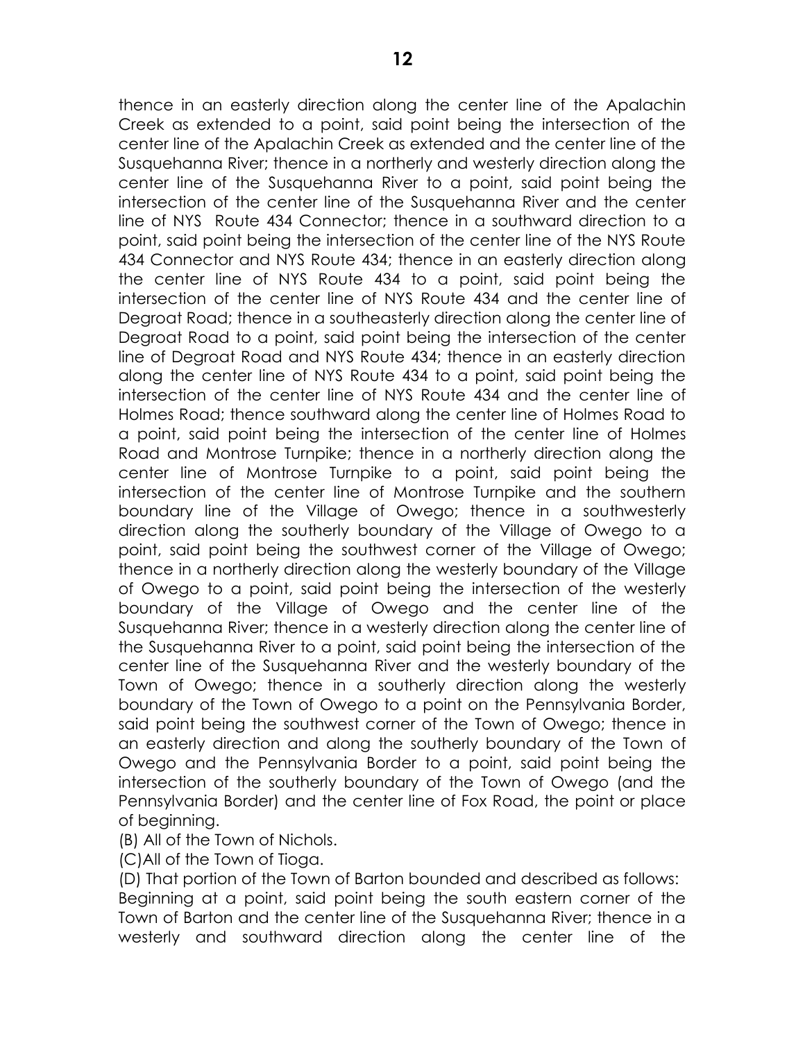thence in an easterly direction along the center line of the Apalachin Creek as extended to a point, said point being the intersection of the center line of the Apalachin Creek as extended and the center line of the Susquehanna River; thence in a northerly and westerly direction along the center line of the Susquehanna River to a point, said point being the intersection of the center line of the Susquehanna River and the center line of NYS Route 434 Connector; thence in a southward direction to a point, said point being the intersection of the center line of the NYS Route 434 Connector and NYS Route 434; thence in an easterly direction along the center line of NYS Route 434 to a point, said point being the intersection of the center line of NYS Route 434 and the center line of Degroat Road; thence in a southeasterly direction along the center line of Degroat Road to a point, said point being the intersection of the center line of Degroat Road and NYS Route 434; thence in an easterly direction along the center line of NYS Route 434 to a point, said point being the intersection of the center line of NYS Route 434 and the center line of Holmes Road; thence southward along the center line of Holmes Road to a point, said point being the intersection of the center line of Holmes Road and Montrose Turnpike; thence in a northerly direction along the center line of Montrose Turnpike to a point, said point being the intersection of the center line of Montrose Turnpike and the southern boundary line of the Village of Owego; thence in a southwesterly direction along the southerly boundary of the Village of Owego to a point, said point being the southwest corner of the Village of Owego; thence in a northerly direction along the westerly boundary of the Village of Owego to a point, said point being the intersection of the westerly boundary of the Village of Owego and the center line of the Susquehanna River; thence in a westerly direction along the center line of the Susquehanna River to a point, said point being the intersection of the center line of the Susquehanna River and the westerly boundary of the Town of Owego; thence in a southerly direction along the westerly boundary of the Town of Owego to a point on the Pennsylvania Border, said point being the southwest corner of the Town of Owego; thence in an easterly direction and along the southerly boundary of the Town of Owego and the Pennsylvania Border to a point, said point being the intersection of the southerly boundary of the Town of Owego (and the Pennsylvania Border) and the center line of Fox Road, the point or place of beginning.

(B) All of the Town of Nichols.

(C)All of the Town of Tioga.

(D) That portion of the Town of Barton bounded and described as follows:
Beginning at a point, said point being the south eastern corner of the Town of Barton and the center line of the Susquehanna River; thence in a westerly and southward direction along the center line of the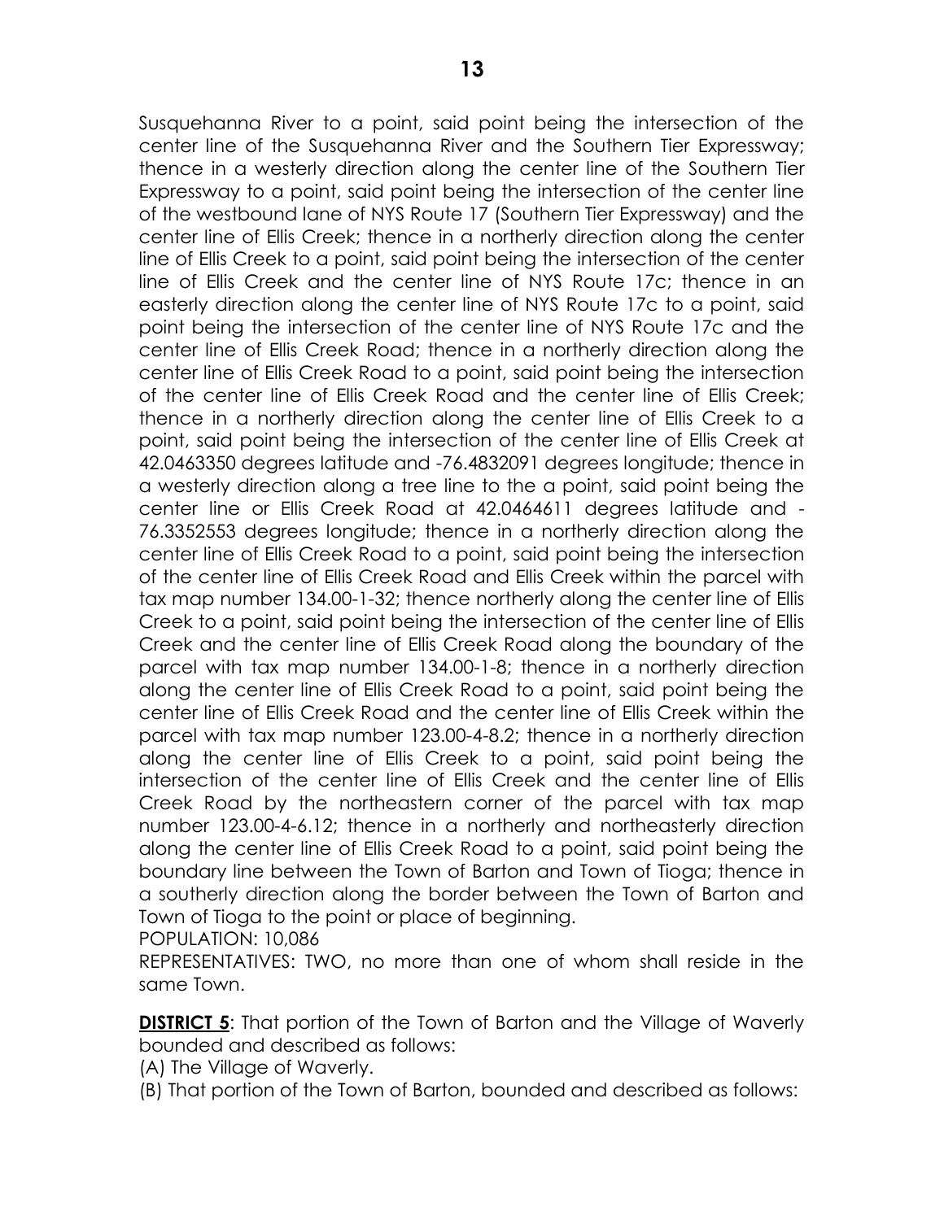Susquehanna River to a point, said point being the intersection of the center line of the Susquehanna River and the Southern Tier Expressway; thence in a westerly direction along the center line of the Southern Tier Expressway to a point, said point being the intersection of the center line of the westbound lane of NYS Route 17 (Southern Tier Expressway) and the center line of Ellis Creek; thence in a northerly direction along the center line of Ellis Creek to a point, said point being the intersection of the center line of Ellis Creek and the center line of NYS Route 17c; thence in an easterly direction along the center line of NYS Route 17c to a point, said point being the intersection of the center line of NYS Route 17c and the center line of Ellis Creek Road; thence in a northerly direction along the center line of Ellis Creek Road to a point, said point being the intersection of the center line of Ellis Creek Road and the center line of Ellis Creek; thence in a northerly direction along the center line of Ellis Creek to a point, said point being the intersection of the center line of Ellis Creek at 42.0463350 degrees latitude and -76.4832091 degrees longitude; thence in a westerly direction along a tree line to the a point, said point being the center line or Ellis Creek Road at 42.0464611 degrees latitude and -76.3352553 degrees longitude; thence in a northerly direction along the center line of Ellis Creek Road to a point, said point being the intersection of the center line of Ellis Creek Road and Ellis Creek within the parcel with tax map number 134.00-1-32; thence northerly along the center line of Ellis Creek to a point, said point being the intersection of the center line of Ellis Creek and the center line of Ellis Creek Road along the boundary of the parcel with tax map number 134.00-1-8; thence in a northerly direction along the center line of Ellis Creek Road to a point, said point being the center line of Ellis Creek Road and the center line of Ellis Creek within the parcel with tax map number 123.00-4-8.2; thence in a northerly direction along the center line of Ellis Creek to a point, said point being the intersection of the center line of Ellis Creek and the center line of Ellis Creek Road by the northeastern corner of the parcel with tax map number 123.00-4-6.12; thence in a northerly and northeasterly direction along the center line of Ellis Creek Road to a point, said point being the boundary line between the Town of Barton and Town of Tioga; thence in a southerly direction along the border between the Town of Barton and Town of Tioga to the point or place of beginning.

POPULATION: 10,086

REPRESENTATIVES: TWO, no more than one of whom shall reside in the same Town.

**DISTRICT 5**: That portion of the Town of Barton and the Village of Waverly bounded and described as follows:

(A) The Village of Waverly.

(B) That portion of the Town of Barton, bounded and described as follows: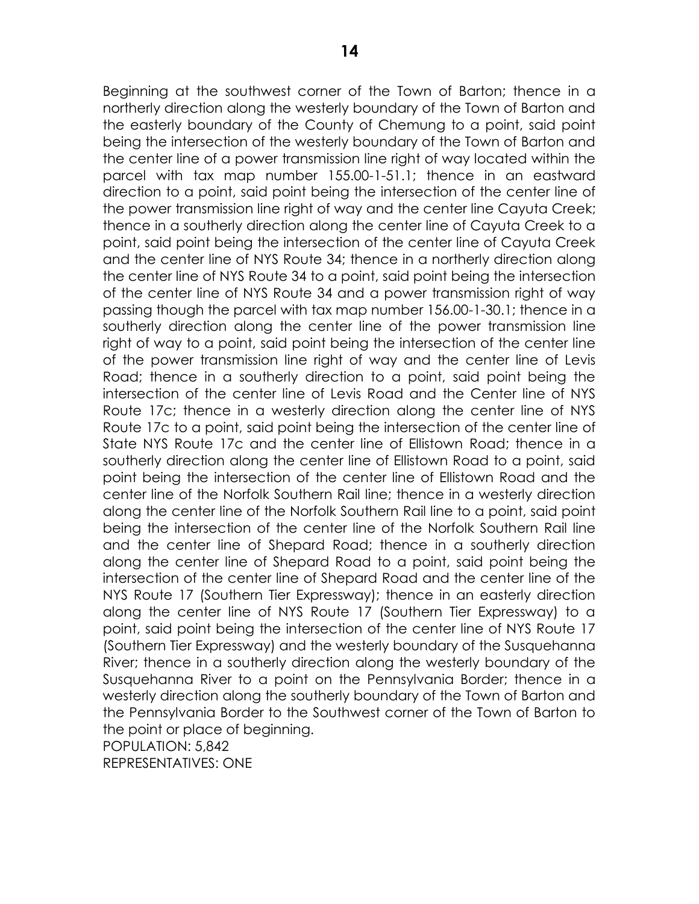Beginning at the southwest corner of the Town of Barton; thence in a northerly direction along the westerly boundary of the Town of Barton and the easterly boundary of the County of Chemung to a point, said point being the intersection of the westerly boundary of the Town of Barton and the center line of a power transmission line right of way located within the parcel with tax map number 155.00-1-51.1; thence in an eastward direction to a point, said point being the intersection of the center line of the power transmission line right of way and the center line Cayuta Creek; thence in a southerly direction along the center line of Cayuta Creek to a point, said point being the intersection of the center line of Cayuta Creek and the center line of NYS Route 34; thence in a northerly direction along the center line of NYS Route 34 to a point, said point being the intersection of the center line of NYS Route 34 and a power transmission right of way passing though the parcel with tax map number 156.00-1-30.1; thence in a southerly direction along the center line of the power transmission line right of way to a point, said point being the intersection of the center line of the power transmission line right of way and the center line of Levis Road; thence in a southerly direction to a point, said point being the intersection of the center line of Levis Road and the Center line of NYS Route 17c; thence in a westerly direction along the center line of NYS Route 17c to a point, said point being the intersection of the center line of State NYS Route 17c and the center line of Ellistown Road; thence in a southerly direction along the center line of Ellistown Road to a point, said point being the intersection of the center line of Ellistown Road and the center line of the Norfolk Southern Rail line; thence in a westerly direction along the center line of the Norfolk Southern Rail line to a point, said point being the intersection of the center line of the Norfolk Southern Rail line and the center line of Shepard Road; thence in a southerly direction along the center line of Shepard Road to a point, said point being the intersection of the center line of Shepard Road and the center line of the NYS Route 17 (Southern Tier Expressway); thence in an easterly direction along the center line of NYS Route 17 (Southern Tier Expressway) to a point, said point being the intersection of the center line of NYS Route 17 (Southern Tier Expressway) and the westerly boundary of the Susquehanna River; thence in a southerly direction along the westerly boundary of the Susquehanna River to a point on the Pennsylvania Border; thence in a westerly direction along the southerly boundary of the Town of Barton and the Pennsylvania Border to the Southwest corner of the Town of Barton to the point or place of beginning.
POPULATION: 5,842
REPRESENTATIVES: ONE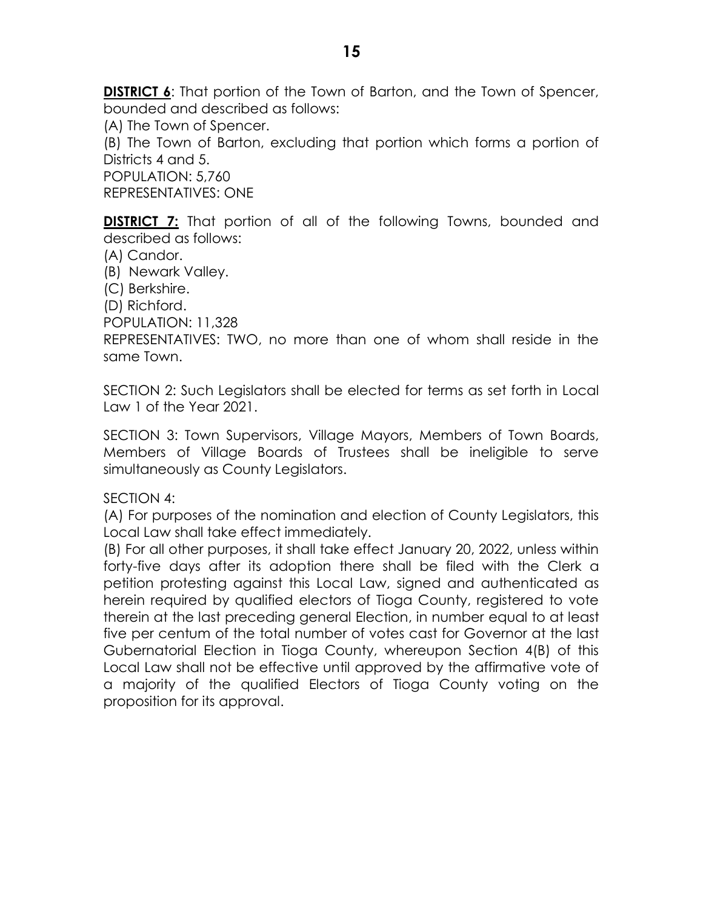**DISTRICT 6**: That portion of the Town of Barton, and the Town of Spencer, bounded and described as follows:

(A) The Town of Spencer.

(B) The Town of Barton, excluding that portion which forms a portion of Districts 4 and 5.

POPULATION: 5,760

REPRESENTATIVES: ONE

**DISTRICT 7:** That portion of all of the following Towns, bounded and described as follows:

(A) Candor.

(B) Newark Valley.

(C) Berkshire.

(D) Richford.

POPULATION: 11,328

REPRESENTATIVES: TWO, no more than one of whom shall reside in the same Town.

SECTION 2: Such Legislators shall be elected for terms as set forth in Local Law 1 of the Year 2021.

SECTION 3: Town Supervisors, Village Mayors, Members of Town Boards, Members of Village Boards of Trustees shall be ineligible to serve simultaneously as County Legislators.

SECTION 4:

(A) For purposes of the nomination and election of County Legislators, this Local Law shall take effect immediately.

(B) For all other purposes, it shall take effect January 20, 2022, unless within forty-five days after its adoption there shall be filed with the Clerk a petition protesting against this Local Law, signed and authenticated as herein required by qualified electors of Tioga County, registered to vote therein at the last preceding general Election, in number equal to at least five per centum of the total number of votes cast for Governor at the last Gubernatorial Election in Tioga County, whereupon Section 4(B) of this Local Law shall not be effective until approved by the affirmative vote of a majority of the qualified Electors of Tioga County voting on the proposition for its approval.